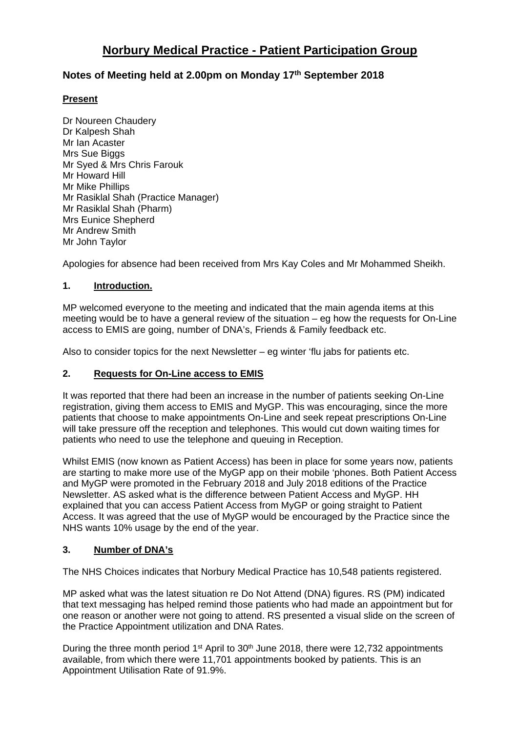# Norbury Medical Practice - Patient Participation Group

## Notes of Meeting held at 2.00pm on Monday 17th September 2018

**Present**

Dr Noureen Chaudery
Dr Kalpesh Shah
Mr Ian Acaster
Mrs Sue Biggs
Mr Syed & Mrs Chris Farouk
Mr Howard Hill
Mr Mike Phillips
Mr Rasiklal Shah (Practice Manager)
Mr Rasiklal Shah (Pharm)
Mrs Eunice Shepherd
Mr Andrew Smith
Mr John Taylor

Apologies for absence had been received from Mrs Kay Coles and Mr Mohammed Sheikh.

### 1. Introduction.

MP welcomed everyone to the meeting and indicated that the main agenda items at this meeting would be to have a general review of the situation – eg how the requests for On-Line access to EMIS are going, number of DNA's, Friends & Family feedback etc.

Also to consider topics for the next Newsletter – eg winter 'flu jabs for patients etc.

### 2. Requests for On-Line access to EMIS

It was reported that there had been an increase in the number of patients seeking On-Line registration, giving them access to EMIS and MyGP. This was encouraging, since the more patients that choose to make appointments On-Line and seek repeat prescriptions On-Line will take pressure off the reception and telephones. This would cut down waiting times for patients who need to use the telephone and queuing in Reception.

Whilst EMIS (now known as Patient Access) has been in place for some years now, patients are starting to make more use of the MyGP app on their mobile 'phones. Both Patient Access and MyGP were promoted in the February 2018 and July 2018 editions of the Practice Newsletter. AS asked what is the difference between Patient Access and MyGP. HH explained that you can access Patient Access from MyGP or going straight to Patient Access. It was agreed that the use of MyGP would be encouraged by the Practice since the NHS wants 10% usage by the end of the year.

### 3. Number of DNA's

The NHS Choices indicates that Norbury Medical Practice has 10,548 patients registered.

MP asked what was the latest situation re Do Not Attend (DNA) figures. RS (PM) indicated that text messaging has helped remind those patients who had made an appointment but for one reason or another were not going to attend. RS presented a visual slide on the screen of the Practice Appointment utilization and DNA Rates.

During the three month period 1st April to 30th June 2018, there were 12,732 appointments available, from which there were 11,701 appointments booked by patients. This is an Appointment Utilisation Rate of 91.9%.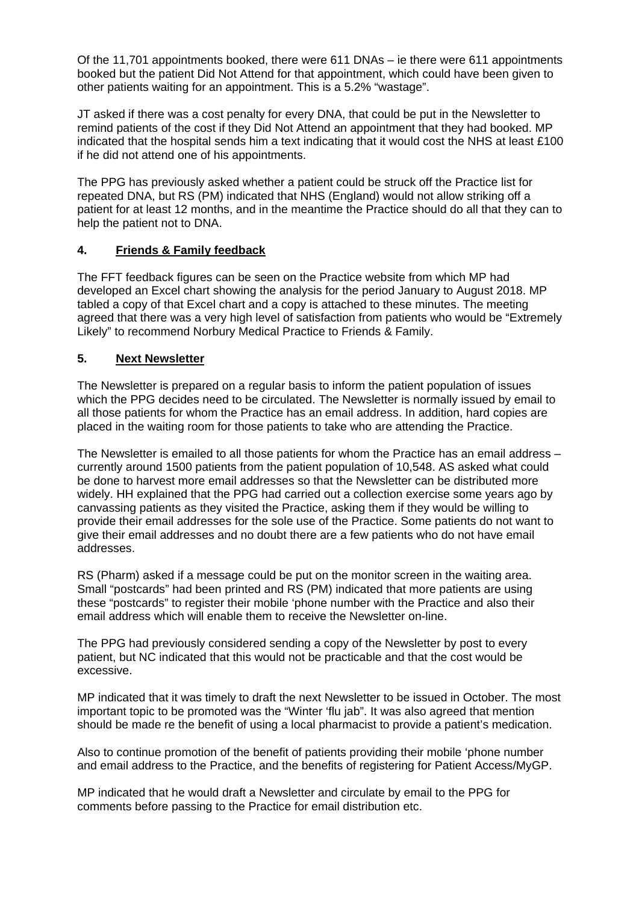Of the 11,701 appointments booked, there were 611 DNAs – ie there were 611 appointments booked but the patient Did Not Attend for that appointment, which could have been given to other patients waiting for an appointment. This is a 5.2% "wastage".

JT asked if there was a cost penalty for every DNA, that could be put in the Newsletter to remind patients of the cost if they Did Not Attend an appointment that they had booked. MP indicated that the hospital sends him a text indicating that it would cost the NHS at least £100 if he did not attend one of his appointments.

The PPG has previously asked whether a patient could be struck off the Practice list for repeated DNA, but RS (PM) indicated that NHS (England) would not allow striking off a patient for at least 12 months, and in the meantime the Practice should do all that they can to help the patient not to DNA.

## 4. **Friends & Family feedback**

The FFT feedback figures can be seen on the Practice website from which MP had developed an Excel chart showing the analysis for the period January to August 2018. MP tabled a copy of that Excel chart and a copy is attached to these minutes. The meeting agreed that there was a very high level of satisfaction from patients who would be "Extremely Likely" to recommend Norbury Medical Practice to Friends & Family.

## 5. **Next Newsletter**

The Newsletter is prepared on a regular basis to inform the patient population of issues which the PPG decides need to be circulated. The Newsletter is normally issued by email to all those patients for whom the Practice has an email address. In addition, hard copies are placed in the waiting room for those patients to take who are attending the Practice.

The Newsletter is emailed to all those patients for whom the Practice has an email address – currently around 1500 patients from the patient population of 10,548. AS asked what could be done to harvest more email addresses so that the Newsletter can be distributed more widely. HH explained that the PPG had carried out a collection exercise some years ago by canvassing patients as they visited the Practice, asking them if they would be willing to provide their email addresses for the sole use of the Practice. Some patients do not want to give their email addresses and no doubt there are a few patients who do not have email addresses.

RS (Pharm) asked if a message could be put on the monitor screen in the waiting area. Small "postcards" had been printed and RS (PM) indicated that more patients are using these "postcards" to register their mobile 'phone number with the Practice and also their email address which will enable them to receive the Newsletter on-line.

The PPG had previously considered sending a copy of the Newsletter by post to every patient, but NC indicated that this would not be practicable and that the cost would be excessive.

MP indicated that it was timely to draft the next Newsletter to be issued in October. The most important topic to be promoted was the "Winter 'flu jab". It was also agreed that mention should be made re the benefit of using a local pharmacist to provide a patient's medication.

Also to continue promotion of the benefit of patients providing their mobile 'phone number and email address to the Practice, and the benefits of registering for Patient Access/MyGP.

MP indicated that he would draft a Newsletter and circulate by email to the PPG for comments before passing to the Practice for email distribution etc.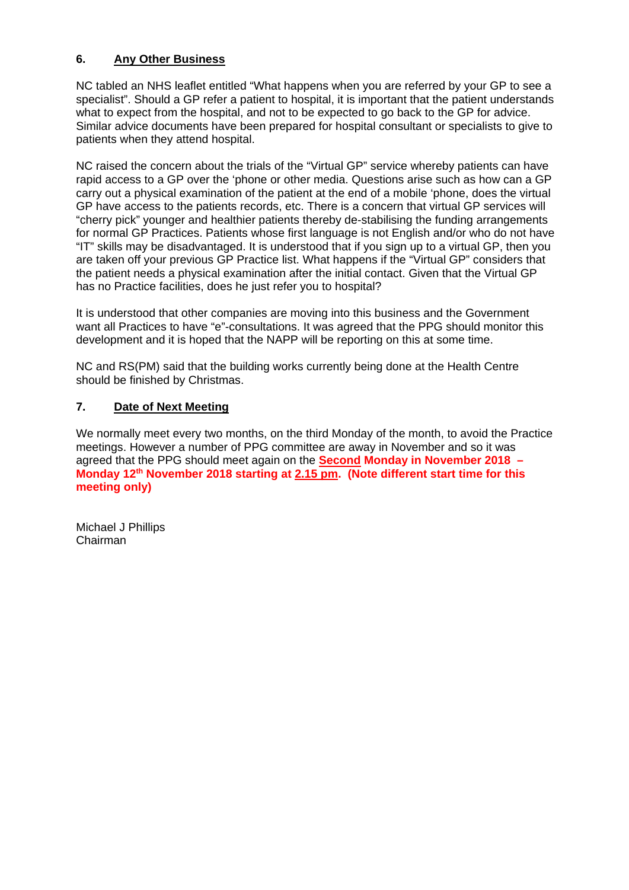## 6. Any Other Business

NC tabled an NHS leaflet entitled "What happens when you are referred by your GP to see a specialist". Should a GP refer a patient to hospital, it is important that the patient understands what to expect from the hospital, and not to be expected to go back to the GP for advice. Similar advice documents have been prepared for hospital consultant or specialists to give to patients when they attend hospital.

NC raised the concern about the trials of the "Virtual GP" service whereby patients can have rapid access to a GP over the 'phone or other media. Questions arise such as how can a GP carry out a physical examination of the patient at the end of a mobile 'phone, does the virtual GP have access to the patients records, etc. There is a concern that virtual GP services will "cherry pick" younger and healthier patients thereby de-stabilising the funding arrangements for normal GP Practices. Patients whose first language is not English and/or who do not have "IT" skills may be disadvantaged. It is understood that if you sign up to a virtual GP, then you are taken off your previous GP Practice list. What happens if the "Virtual GP" considers that the patient needs a physical examination after the initial contact. Given that the Virtual GP has no Practice facilities, does he just refer you to hospital?

It is understood that other companies are moving into this business and the Government want all Practices to have "e"-consultations. It was agreed that the PPG should monitor this development and it is hoped that the NAPP will be reporting on this at some time.

NC and RS(PM) said that the building works currently being done at the Health Centre should be finished by Christmas.

## 7. Date of Next Meeting

We normally meet every two months, on the third Monday of the month, to avoid the Practice meetings. However a number of PPG committee are away in November and so it was agreed that the PPG should meet again on the **Second Monday in November 2018 – Monday 12th November 2018 starting at 2.15 pm. (Note different start time for this meeting only)**

Michael J Phillips
Chairman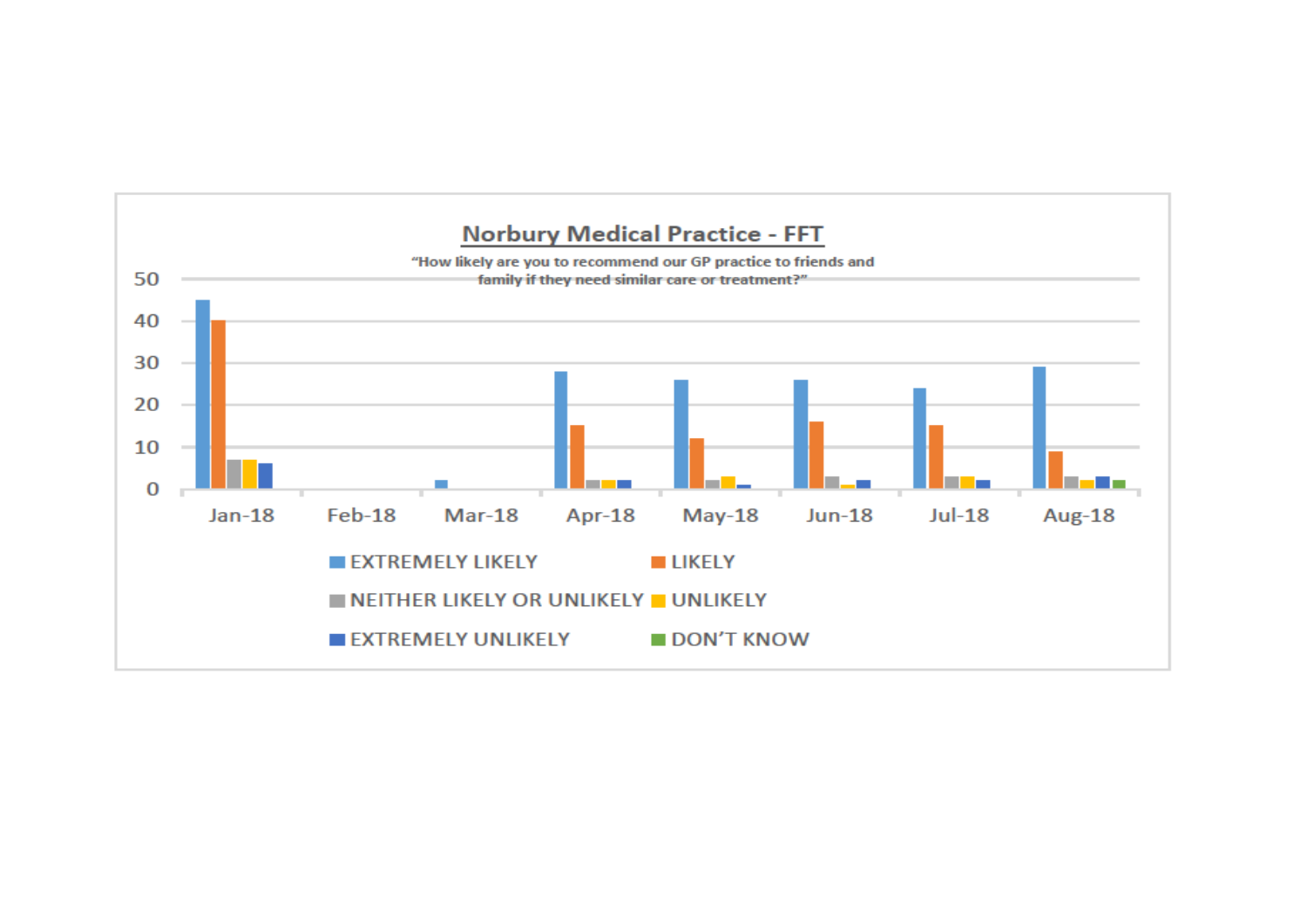Norbury Medical Practice - FFT

"How likely are you to recommend our GP practice to friends and family if they need similar care or treatment?"

50
40
30
20
10
0

Jan-18
Feb-18
Mar-18
Apr-18
May-18
Jun-18
Jul-18
Aug-18

EXTREMELY LIKELY
LIKELY
NEITHER LIKELY OR UNLIKELY
UNLIKELY
EXTREMELY UNLIKELY
DON'T KNOW